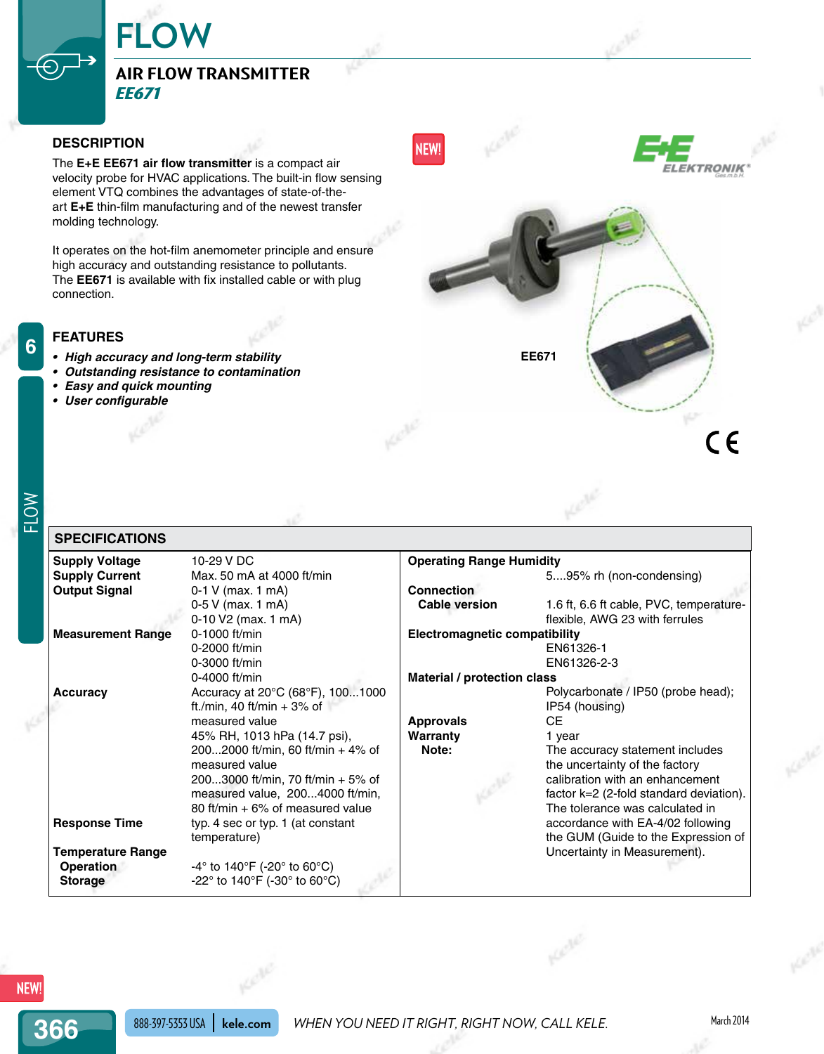# FLOW

## AIR FLOW TRANSMITTER

### *EE671*

## DESCRIPTION

The **E+E EE671 air flow transmitter** is a compact air velocity probe for HVAC applications. The built-in flow sensing element VTQ combines the advantages of state-of-the-art **E+E** thin-film manufacturing and of the newest transfer molding technology.

It operates on the hot-film anemometer principle and ensure high accuracy and outstanding resistance to pollutants. The **EE671** is available with fix installed cable or with plug connection.

NEW!

EE671

## FEATURES

- ***High accuracy and long-term stability***
- ***Outstanding resistance to contamination***
- ***Easy and quick mounting***
- ***User configurable***

## SPECIFICATIONS

| | |
|---|---|
| **Supply Voltage** | 10-29 V DC |
| **Supply Current** | Max. 50 mA at 4000 ft/min |
| **Output Signal** | 0-1 V (max. 1 mA)<br>0-5 V (max. 1 mA)<br>0-10 V2 (max. 1 mA) |
| **Measurement Range** | 0-1000 ft/min<br>0-2000 ft/min<br>0-3000 ft/min<br>0-4000 ft/min |
| **Accuracy** | Accuracy at 20°C (68°F), 100...1000 ft./min, 40 ft/min + 3% of measured value<br>45% RH, 1013 hPa (14.7 psi), 200...2000 ft/min, 60 ft/min + 4% of measured value<br>200...3000 ft/min, 70 ft/min + 5% of measured value, 200...4000 ft/min, 80 ft/min + 6% of measured value |
| **Response Time** | typ. 4 sec or typ. 1 (at constant temperature) |
| **Temperature Range** | |
| **Operation** | -4° to 140°F (-20° to 60°C) |
| **Storage** | -22° to 140°F (-30° to 60°C) |
| **Operating Range Humidity** | 5....95% rh (non-condensing) |
| **Connection** | |
| **Cable version** | 1.6 ft, 6.6 ft cable, PVC, temperature-flexible, AWG 23 with ferrules |
| **Electromagnetic compatibility** | EN61326-1<br>EN61326-2-3 |
| **Material / protection class** | Polycarbonate / IP50 (probe head); IP54 (housing) |
| **Approvals** | CE |
| **Warranty** | 1 year |
| **Note:** | The accuracy statement includes the uncertainty of the factory calibration with an enhancement factor k=2 (2-fold standard deviation). The tolerance was calculated in accordance with EA-4/02 following the GUM (Guide to the Expression of Uncertainty in Measurement). |

888-397-5353 USA | kele.com — WHEN YOU NEED IT RIGHT, RIGHT NOW, CALL KELE. — March 2014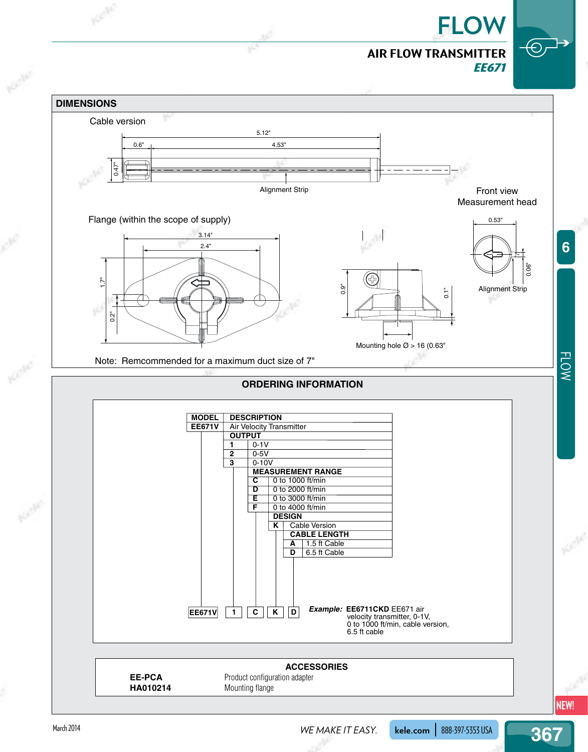# FLOW

## AIR FLOW TRANSMITTER

### *EE671*

## DIMENSIONS

Cable version

5.12"
0.6"
4.53"
0.47"
Alignment Strip

Front view
Measurement head

0.53"
0.06"
Alignment Strip

Flange (within the scope of supply)

3.14"
2.4"
1.7"
0.2"
0.9"
0.1"
Mounting hole Ø > 16 (0.63"

Note: Remcommended for a maximum duct size of 7"

## ORDERING INFORMATION

| MODEL | DESCRIPTION |
|---|---|
| EE671V | Air Velocity Transmitter |
| | **OUTPUT** |
| 1 | 0-1V |
| 2 | 0-5V |
| 3 | 0-10V |
| | **MEASUREMENT RANGE** |
| C | 0 to 1000 ft/min |
| D | 0 to 2000 ft/min |
| E | 0 to 3000 ft/min |
| F | 0 to 4000 ft/min |
| | **DESIGN** |
| K | Cable Version |
| | **CABLE LENGTH** |
| A | 1.5 ft Cable |
| D | 6.5 ft Cable |

EE671V | 1 | C | K | D

***Example:*** **EE6711CKD** EE671 air velocity transmitter, 0-1V, 0 to 1000 ft/min, cable version, 6.5 ft cable

## ACCESSORIES

| | |
|---|---|
| **EE-PCA** | Product configuration adapter |
| **HA010214** | Mounting flange |

NEW!